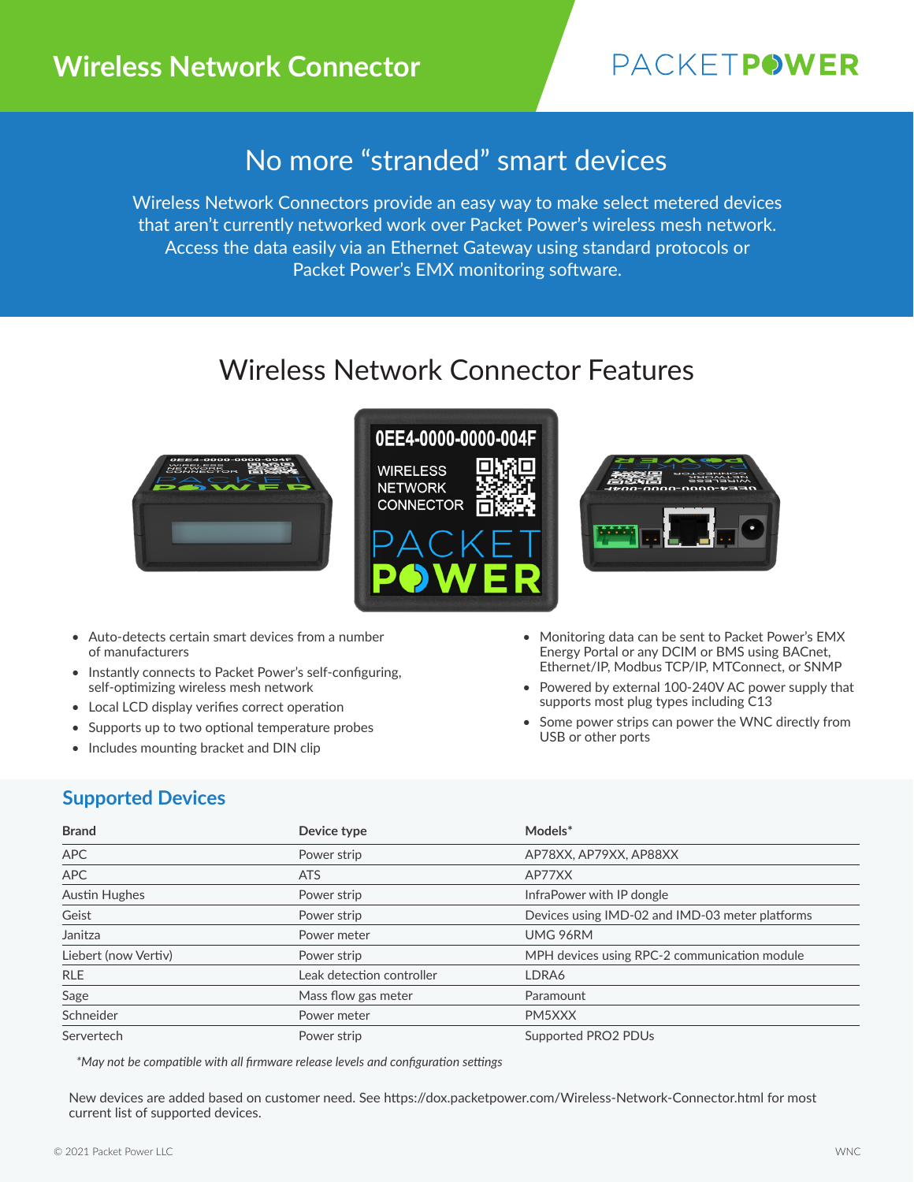# Wireless Network Connector

PACKETPOWER

## No more “stranded” smart devices

Wireless Network Connectors provide an easy way to make select metered devices that aren’t currently networked work over Packet Power’s wireless mesh network. Access the data easily via an Ethernet Gateway using standard protocols or Packet Power’s EMX monitoring software.

## Wireless Network Connector Features

- Auto-detects certain smart devices from a number of manufacturers
- Instantly connects to Packet Power’s self-configuring, self-optimizing wireless mesh network
- Local LCD display verifies correct operation
- Supports up to two optional temperature probes
- Includes mounting bracket and DIN clip
- Monitoring data can be sent to Packet Power’s EMX Energy Portal or any DCIM or BMS using BACnet, Ethernet/IP, Modbus TCP/IP, MTConnect, or SNMP
- Powered by external 100-240V AC power supply that supports most plug types including C13
- Some power strips can power the WNC directly from USB or other ports

### Supported Devices

| Brand | Device type | Models* |
|---|---|---|
| APC | Power strip | AP78XX, AP79XX, AP88XX |
| APC | ATS | AP77XX |
| Austin Hughes | Power strip | InfraPower with IP dongle |
| Geist | Power strip | Devices using IMD-02 and IMD-03 meter platforms |
| Janitza | Power meter | UMG 96RM |
| Liebert (now Vertiv) | Power strip | MPH devices using RPC-2 communication module |
| RLE | Leak detection controller | LDRA6 |
| Sage | Mass flow gas meter | Paramount |
| Schneider | Power meter | PM5XXX |
| Servertech | Power strip | Supported PRO2 PDUs |

*May not be compatible with all firmware release levels and configuration settings*

New devices are added based on customer need. See https://dox.packetpower.com/Wireless-Network-Connector.html for most current list of supported devices.

© 2021 Packet Power LLC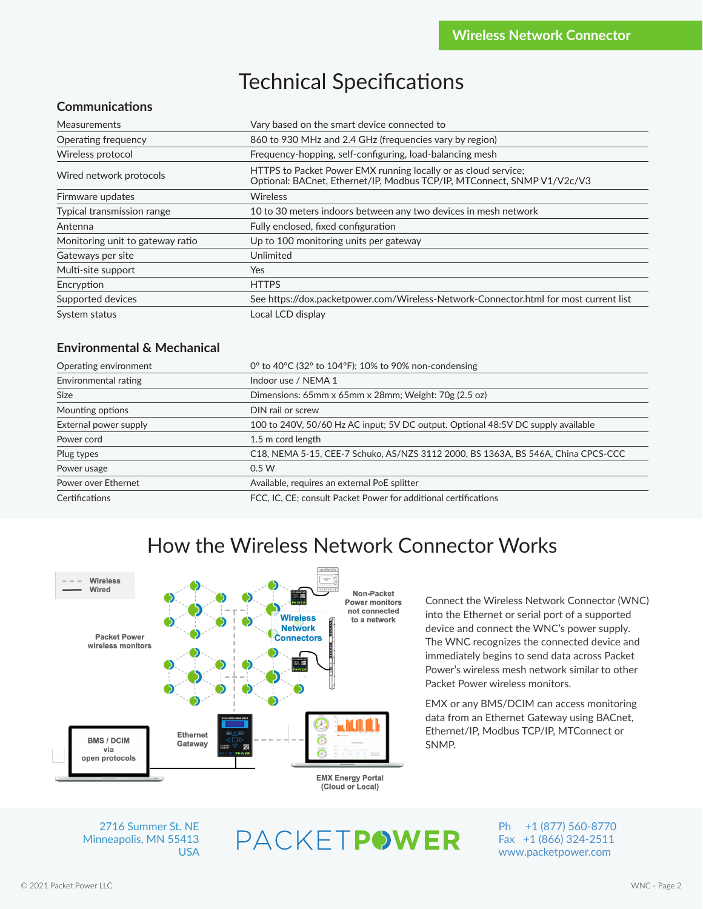Wireless Network Connector

# Technical Specifications

## Communications

| | |
|---|---|
| Measurements | Vary based on the smart device connected to |
| Operating frequency | 860 to 930 MHz and 2.4 GHz (frequencies vary by region) |
| Wireless protocol | Frequency-hopping, self-configuring, load-balancing mesh |
| Wired network protocols | HTTPS to Packet Power EMX running locally or as cloud service; Optional: BACnet, Ethernet/IP, Modbus TCP/IP, MTConnect, SNMP V1/V2c/V3 |
| Firmware updates | Wireless |
| Typical transmission range | 10 to 30 meters indoors between any two devices in mesh network |
| Antenna | Fully enclosed, fixed configuration |
| Monitoring unit to gateway ratio | Up to 100 monitoring units per gateway |
| Gateways per site | Unlimited |
| Multi-site support | Yes |
| Encryption | HTTPS |
| Supported devices | See https://dox.packetpower.com/Wireless-Network-Connector.html for most current list |
| System status | Local LCD display |

## Environmental & Mechanical

| | |
|---|---|
| Operating environment | 0° to 40°C (32° to 104°F); 10% to 90% non-condensing |
| Environmental rating | Indoor use / NEMA 1 |
| Size | Dimensions: 65mm x 65mm x 28mm; Weight: 70g (2.5 oz) |
| Mounting options | DIN rail or screw |
| External power supply | 100 to 240V, 50/60 Hz AC input; 5V DC output. Optional 48:5V DC supply available |
| Power cord | 1.5 m cord length |
| Plug types | C18, NEMA 5-15, CEE-7 Schuko, AS/NZS 3112 2000, BS 1363A, BS 546A, China CPCS-CCC |
| Power usage | 0.5 W |
| Power over Ethernet | Available, requires an external PoE splitter |
| Certifications | FCC, IC, CE; consult Packet Power for additional certifications |

# How the Wireless Network Connector Works

Wireless
Wired
Packet Power wireless monitors
Wireless Network Connectors
Non-Packet Power monitors not connected to a network
BMS / DCIM via open protocols
Ethernet Gateway
EMX Energy Portal (Cloud or Local)

Connect the Wireless Network Connector (WNC) into the Ethernet or serial port of a supported device and connect the WNC's power supply. The WNC recognizes the connected device and immediately begins to send data across Packet Power's wireless mesh network similar to other Packet Power wireless monitors.

EMX or any BMS/DCIM can access monitoring data from an Ethernet Gateway using BACnet, Ethernet/IP, Modbus TCP/IP, MTConnect or SNMP.

2716 Summer St. NE
Minneapolis, MN 55413
USA

PACKETPOWER

Ph +1 (877) 560-8770
Fax +1 (866) 324-2511
www.packetpower.com

© 2021 Packet Power LLC